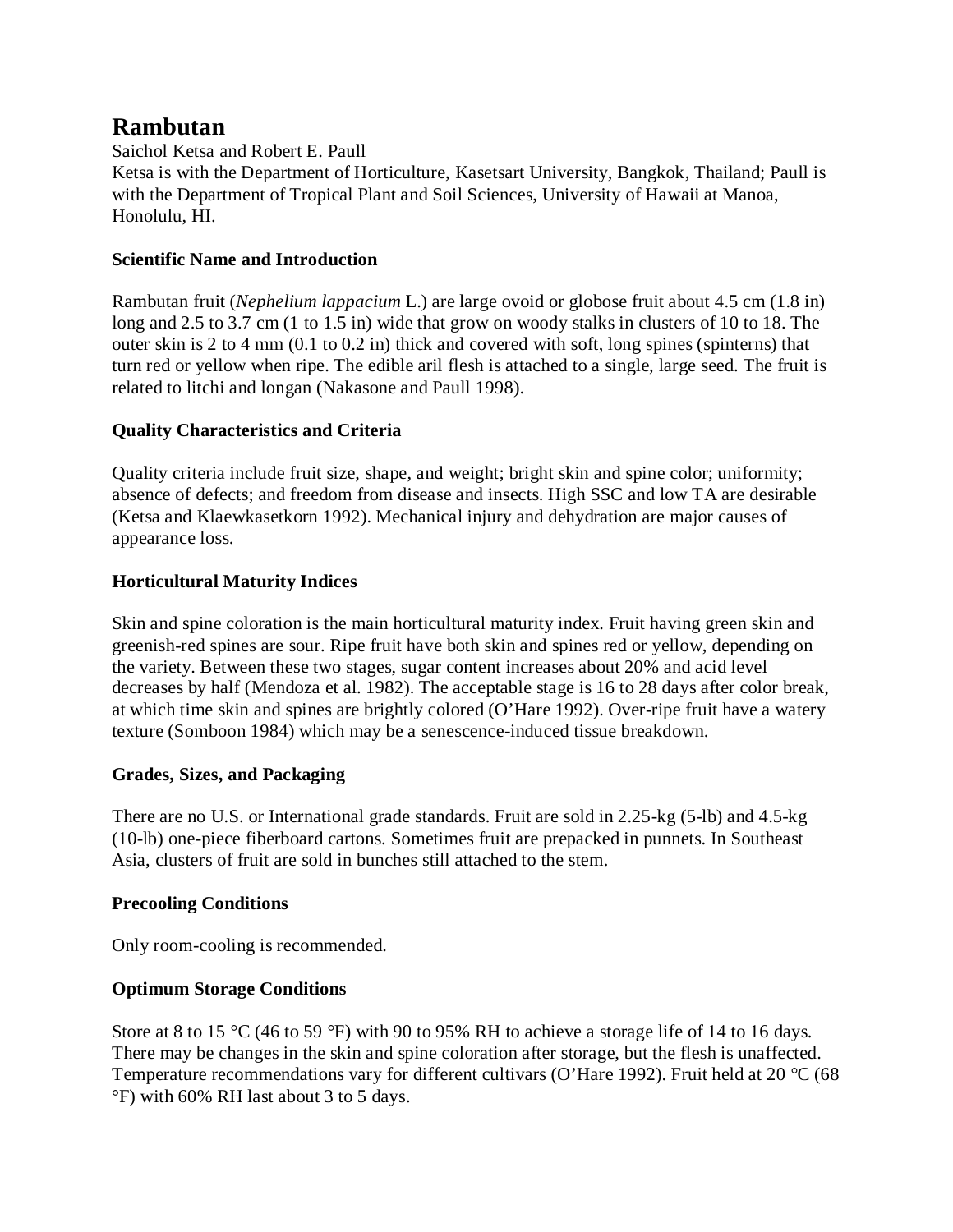# Rambutan

Saichol Ketsa and Robert E. Paull

Ketsa is with the Department of Horticulture, Kasetsart University, Bangkok, Thailand; Paull is with the Department of Tropical Plant and Soil Sciences, University of Hawaii at Manoa, Honolulu, HI.

### Scientific Name and Introduction

Rambutan fruit (*Nephelium lappacium* L.) are large ovoid or globose fruit about 4.5 cm (1.8 in) long and 2.5 to 3.7 cm (1 to 1.5 in) wide that grow on woody stalks in clusters of 10 to 18. The outer skin is 2 to 4 mm (0.1 to 0.2 in) thick and covered with soft, long spines (spinterns) that turn red or yellow when ripe. The edible aril flesh is attached to a single, large seed. The fruit is related to litchi and longan (Nakasone and Paull 1998).

### Quality Characteristics and Criteria

Quality criteria include fruit size, shape, and weight; bright skin and spine color; uniformity; absence of defects; and freedom from disease and insects. High SSC and low TA are desirable (Ketsa and Klaewkasetkorn 1992). Mechanical injury and dehydration are major causes of appearance loss.

### Horticultural Maturity Indices

Skin and spine coloration is the main horticultural maturity index. Fruit having green skin and greenish-red spines are sour. Ripe fruit have both skin and spines red or yellow, depending on the variety. Between these two stages, sugar content increases about 20% and acid level decreases by half (Mendoza et al. 1982). The acceptable stage is 16 to 28 days after color break, at which time skin and spines are brightly colored (O'Hare 1992). Over-ripe fruit have a watery texture (Somboon 1984) which may be a senescence-induced tissue breakdown.

### Grades, Sizes, and Packaging

There are no U.S. or International grade standards. Fruit are sold in 2.25-kg (5-lb) and 4.5-kg (10-lb) one-piece fiberboard cartons. Sometimes fruit are prepacked in punnets. In Southeast Asia, clusters of fruit are sold in bunches still attached to the stem.

### Precooling Conditions

Only room-cooling is recommended.

### Optimum Storage Conditions

Store at 8 to 15 °C (46 to 59 °F) with 90 to 95% RH to achieve a storage life of 14 to 16 days. There may be changes in the skin and spine coloration after storage, but the flesh is unaffected. Temperature recommendations vary for different cultivars (O'Hare 1992). Fruit held at 20 °C (68 °F) with 60% RH last about 3 to 5 days.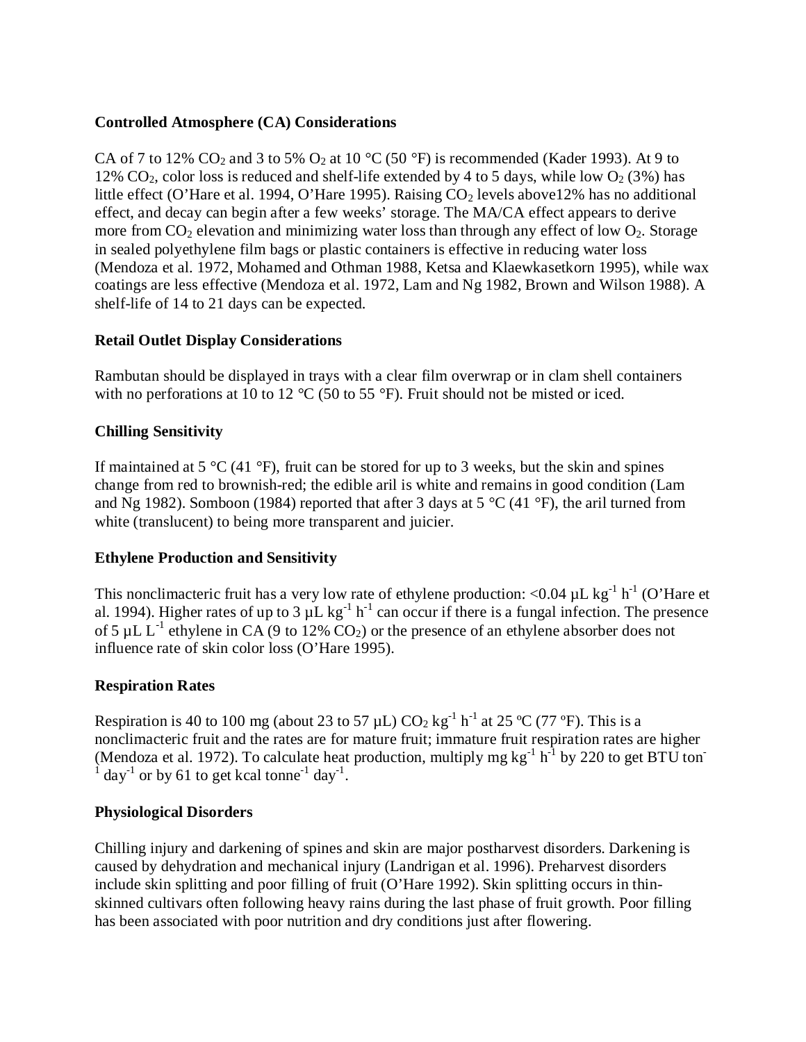**Controlled Atmosphere (CA) Considerations**

CA of 7 to 12% $CO_2$ and 3 to 5% $O_2$ at 10 °C (50 °F) is recommended (Kader 1993). At 9 to 12% $CO_2$, color loss is reduced and shelf-life extended by 4 to 5 days, while low $O_2$ (3%) has little effect (O'Hare et al. 1994, O'Hare 1995). Raising $CO_2$ levels above12% has no additional effect, and decay can begin after a few weeks' storage. The MA/CA effect appears to derive more from $CO_2$ elevation and minimizing water loss than through any effect of low $O_2$. Storage in sealed polyethylene film bags or plastic containers is effective in reducing water loss (Mendoza et al. 1972, Mohamed and Othman 1988, Ketsa and Klaewkasetkorn 1995), while wax coatings are less effective (Mendoza et al. 1972, Lam and Ng 1982, Brown and Wilson 1988). A shelf-life of 14 to 21 days can be expected.

**Retail Outlet Display Considerations**

Rambutan should be displayed in trays with a clear film overwrap or in clam shell containers with no perforations at 10 to 12 °C (50 to 55 °F). Fruit should not be misted or iced.

**Chilling Sensitivity**

If maintained at 5 °C (41 °F), fruit can be stored for up to 3 weeks, but the skin and spines change from red to brownish-red; the edible aril is white and remains in good condition (Lam and Ng 1982). Somboon (1984) reported that after 3 days at 5 °C (41 °F), the aril turned from white (translucent) to being more transparent and juicier.

**Ethylene Production and Sensitivity**

This nonclimacteric fruit has a very low rate of ethylene production: <0.04 $\mu L\ kg^{-1}\ h^{-1}$ (O'Hare et al. 1994). Higher rates of up to 3 $\mu L\ kg^{-1}\ h^{-1}$ can occur if there is a fungal infection. The presence of 5 $\mu L\ L^{-1}$ ethylene in CA (9 to 12% $CO_2$) or the presence of an ethylene absorber does not influence rate of skin color loss (O'Hare 1995).

**Respiration Rates**

Respiration is 40 to 100 mg (about 23 to 57 µL) $CO_2\ kg^{-1}\ h^{-1}$ at 25 ºC (77 ºF). This is a nonclimacteric fruit and the rates are for mature fruit; immature fruit respiration rates are higher (Mendoza et al. 1972). To calculate heat production, multiply mg $kg^{-1}\ h^{-1}$ by 220 to get BTU $ton^{-1}\ day^{-1}$ or by 61 to get kcal $tonne^{-1}\ day^{-1}$.

**Physiological Disorders**

Chilling injury and darkening of spines and skin are major postharvest disorders. Darkening is caused by dehydration and mechanical injury (Landrigan et al. 1996). Preharvest disorders include skin splitting and poor filling of fruit (O'Hare 1992). Skin splitting occurs in thin-skinned cultivars often following heavy rains during the last phase of fruit growth. Poor filling has been associated with poor nutrition and dry conditions just after flowering.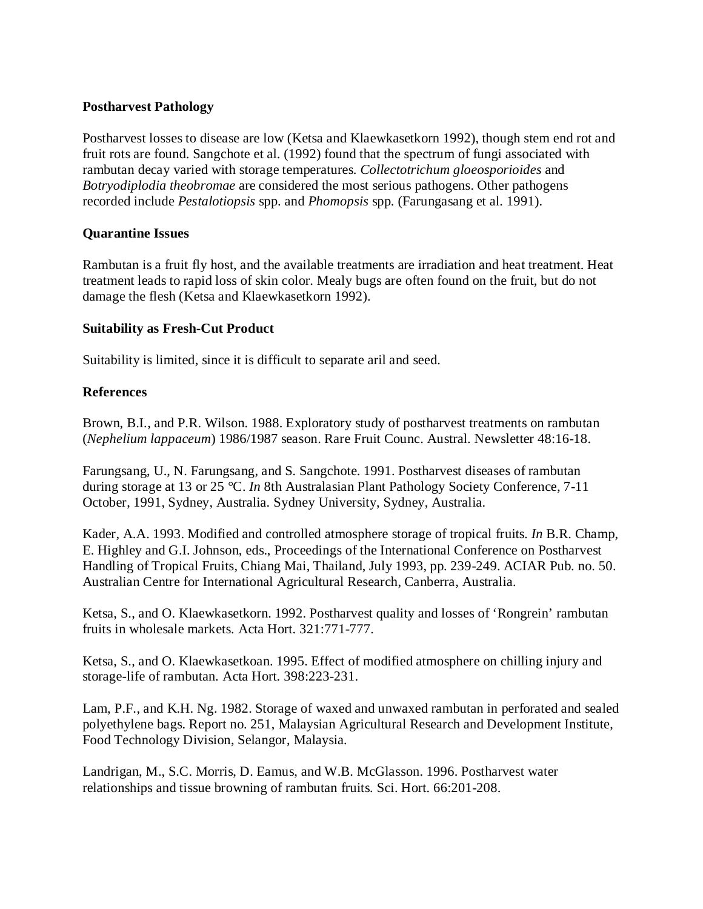### Postharvest Pathology

Postharvest losses to disease are low (Ketsa and Klaewkasetkorn 1992), though stem end rot and fruit rots are found. Sangchote et al. (1992) found that the spectrum of fungi associated with rambutan decay varied with storage temperatures. *Collectotrichum gloeosporioides* and *Botryodiplodia theobromae* are considered the most serious pathogens. Other pathogens recorded include *Pestalotiopsis* spp. and *Phomopsis* spp. (Farungasang et al. 1991).

### Quarantine Issues

Rambutan is a fruit fly host, and the available treatments are irradiation and heat treatment. Heat treatment leads to rapid loss of skin color. Mealy bugs are often found on the fruit, but do not damage the flesh (Ketsa and Klaewkasetkorn 1992).

### Suitability as Fresh-Cut Product

Suitability is limited, since it is difficult to separate aril and seed.

### References

Brown, B.I., and P.R. Wilson. 1988. Exploratory study of postharvest treatments on rambutan (*Nephelium lappaceum*) 1986/1987 season. Rare Fruit Counc. Austral. Newsletter 48:16-18.

Farungsang, U., N. Farungsang, and S. Sangchote. 1991. Postharvest diseases of rambutan during storage at 13 or 25 °C. *In* 8th Australasian Plant Pathology Society Conference, 7-11 October, 1991, Sydney, Australia. Sydney University, Sydney, Australia.

Kader, A.A. 1993. Modified and controlled atmosphere storage of tropical fruits. *In* B.R. Champ, E. Highley and G.I. Johnson, eds., Proceedings of the International Conference on Postharvest Handling of Tropical Fruits, Chiang Mai, Thailand, July 1993, pp. 239-249. ACIAR Pub. no. 50. Australian Centre for International Agricultural Research, Canberra, Australia.

Ketsa, S., and O. Klaewkasetkorn. 1992. Postharvest quality and losses of 'Rongrein' rambutan fruits in wholesale markets. Acta Hort. 321:771-777.

Ketsa, S., and O. Klaewkasetkoan. 1995. Effect of modified atmosphere on chilling injury and storage-life of rambutan. Acta Hort. 398:223-231.

Lam, P.F., and K.H. Ng. 1982. Storage of waxed and unwaxed rambutan in perforated and sealed polyethylene bags. Report no. 251, Malaysian Agricultural Research and Development Institute, Food Technology Division, Selangor, Malaysia.

Landrigan, M., S.C. Morris, D. Eamus, and W.B. McGlasson. 1996. Postharvest water relationships and tissue browning of rambutan fruits. Sci. Hort. 66:201-208.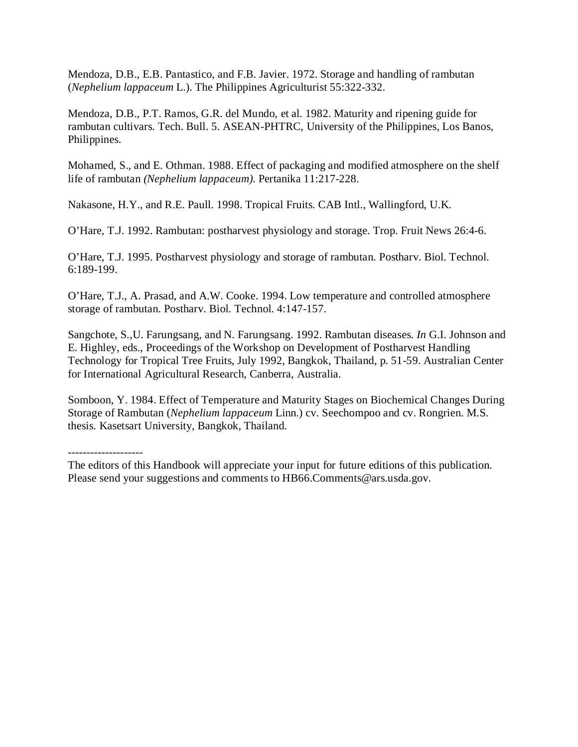Mendoza, D.B., E.B. Pantastico, and F.B. Javier. 1972. Storage and handling of rambutan (*Nephelium lappaceum* L.). The Philippines Agriculturist 55:322-332.

Mendoza, D.B., P.T. Ramos, G.R. del Mundo, et al. 1982. Maturity and ripening guide for rambutan cultivars. Tech. Bull. 5. ASEAN-PHTRC, University of the Philippines, Los Banos, Philippines.

Mohamed, S., and E. Othman. 1988. Effect of packaging and modified atmosphere on the shelf life of rambutan *(Nephelium lappaceum).* Pertanika 11:217-228.

Nakasone, H.Y., and R.E. Paull. 1998. Tropical Fruits. CAB Intl., Wallingford, U.K.

O'Hare, T.J. 1992. Rambutan: postharvest physiology and storage. Trop. Fruit News 26:4-6.

O'Hare, T.J. 1995. Postharvest physiology and storage of rambutan. Postharv. Biol. Technol. 6:189-199.

O'Hare, T.J., A. Prasad, and A.W. Cooke. 1994. Low temperature and controlled atmosphere storage of rambutan. Postharv. Biol. Technol. 4:147-157.

Sangchote, S.,U. Farungsang, and N. Farungsang. 1992. Rambutan diseases. *In* G.I. Johnson and E. Highley, eds., Proceedings of the Workshop on Development of Postharvest Handling Technology for Tropical Tree Fruits, July 1992, Bangkok, Thailand, p. 51-59. Australian Center for International Agricultural Research, Canberra, Australia.

Somboon, Y. 1984. Effect of Temperature and Maturity Stages on Biochemical Changes During Storage of Rambutan (*Nephelium lappaceum* Linn.) cv. Seechompoo and cv. Rongrien. M.S. thesis. Kasetsart University, Bangkok, Thailand.

--------------------

The editors of this Handbook will appreciate your input for future editions of this publication. Please send your suggestions and comments to HB66.Comments@ars.usda.gov.